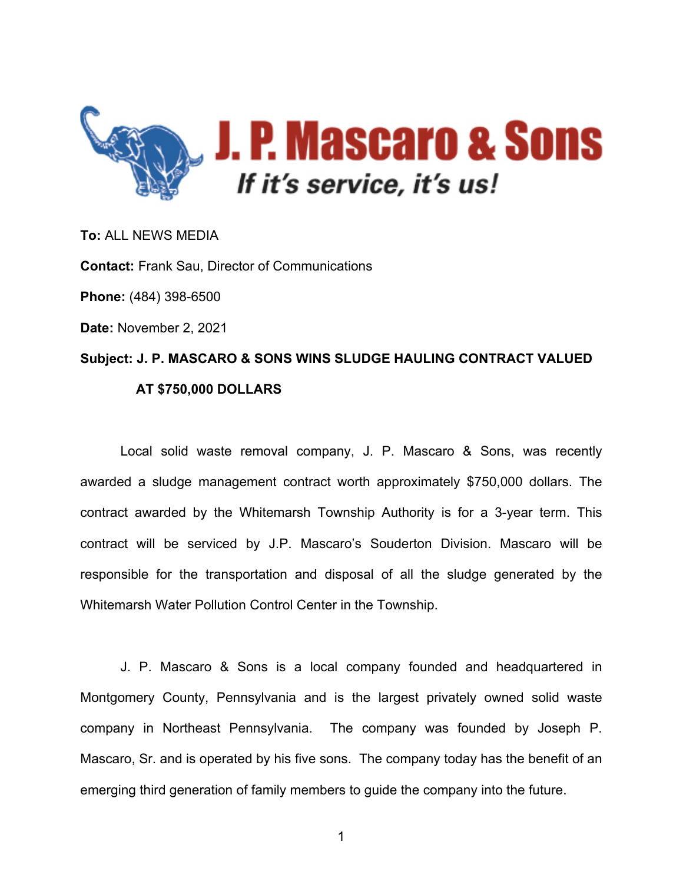# J. P. Mascaro & Sons

*If it's service, it's us!*

**To:** ALL NEWS MEDIA

**Contact:** Frank Sau, Director of Communications

**Phone:** (484) 398-6500

**Date:** November 2, 2021

**Subject: J. P. MASCARO & SONS WINS SLUDGE HAULING CONTRACT VALUED AT $750,000 DOLLARS**

Local solid waste removal company, J. P. Mascaro & Sons, was recently awarded a sludge management contract worth approximately $750,000 dollars. The contract awarded by the Whitemarsh Township Authority is for a 3-year term. This contract will be serviced by J.P. Mascaro's Souderton Division. Mascaro will be responsible for the transportation and disposal of all the sludge generated by the Whitemarsh Water Pollution Control Center in the Township.

J. P. Mascaro & Sons is a local company founded and headquartered in Montgomery County, Pennsylvania and is the largest privately owned solid waste company in Northeast Pennsylvania. The company was founded by Joseph P. Mascaro, Sr. and is operated by his five sons. The company today has the benefit of an emerging third generation of family members to guide the company into the future.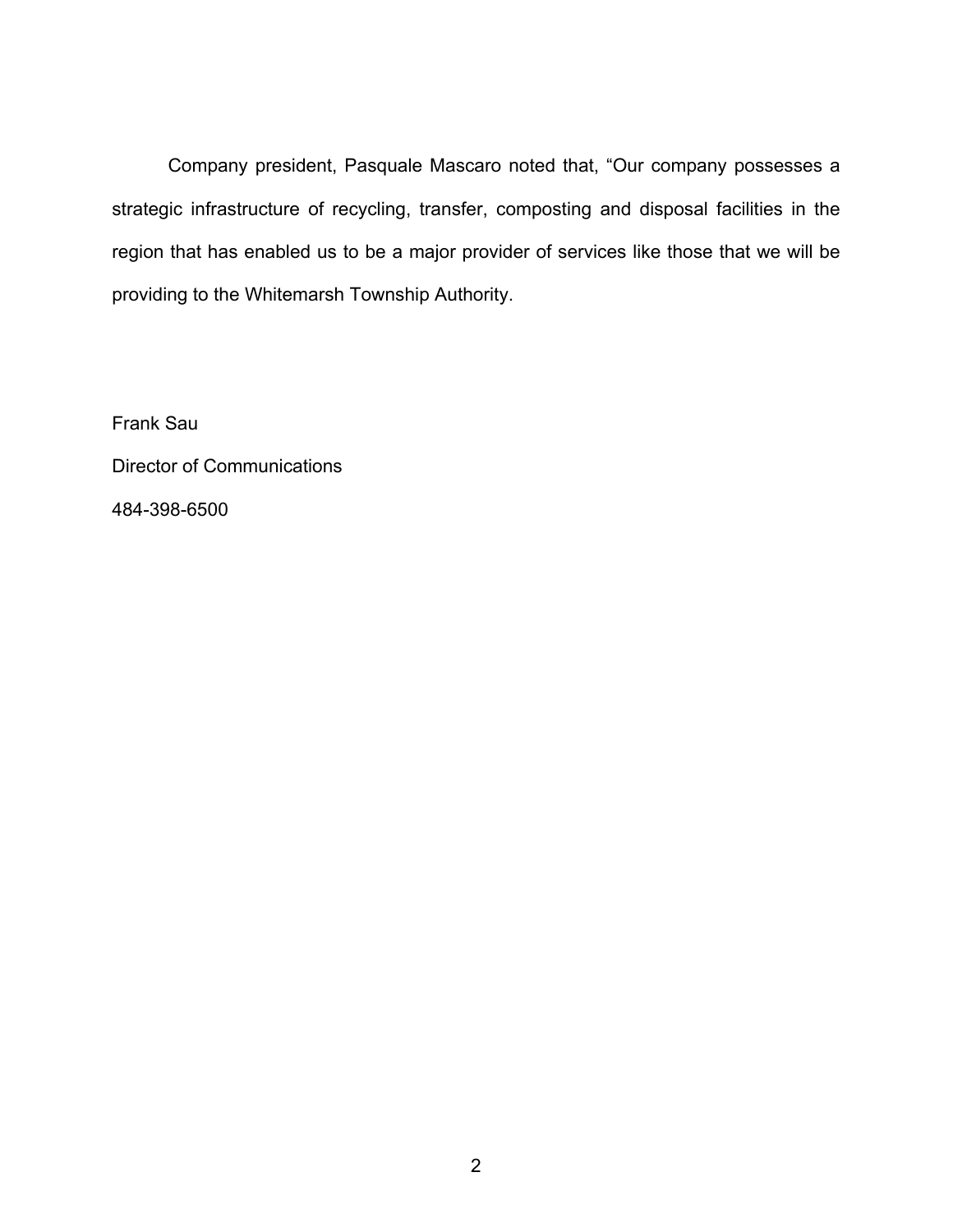Company president, Pasquale Mascaro noted that, “Our company possesses a strategic infrastructure of recycling, transfer, composting and disposal facilities in the region that has enabled us to be a major provider of services like those that we will be providing to the Whitemarsh Township Authority.

Frank Sau

Director of Communications

484-398-6500